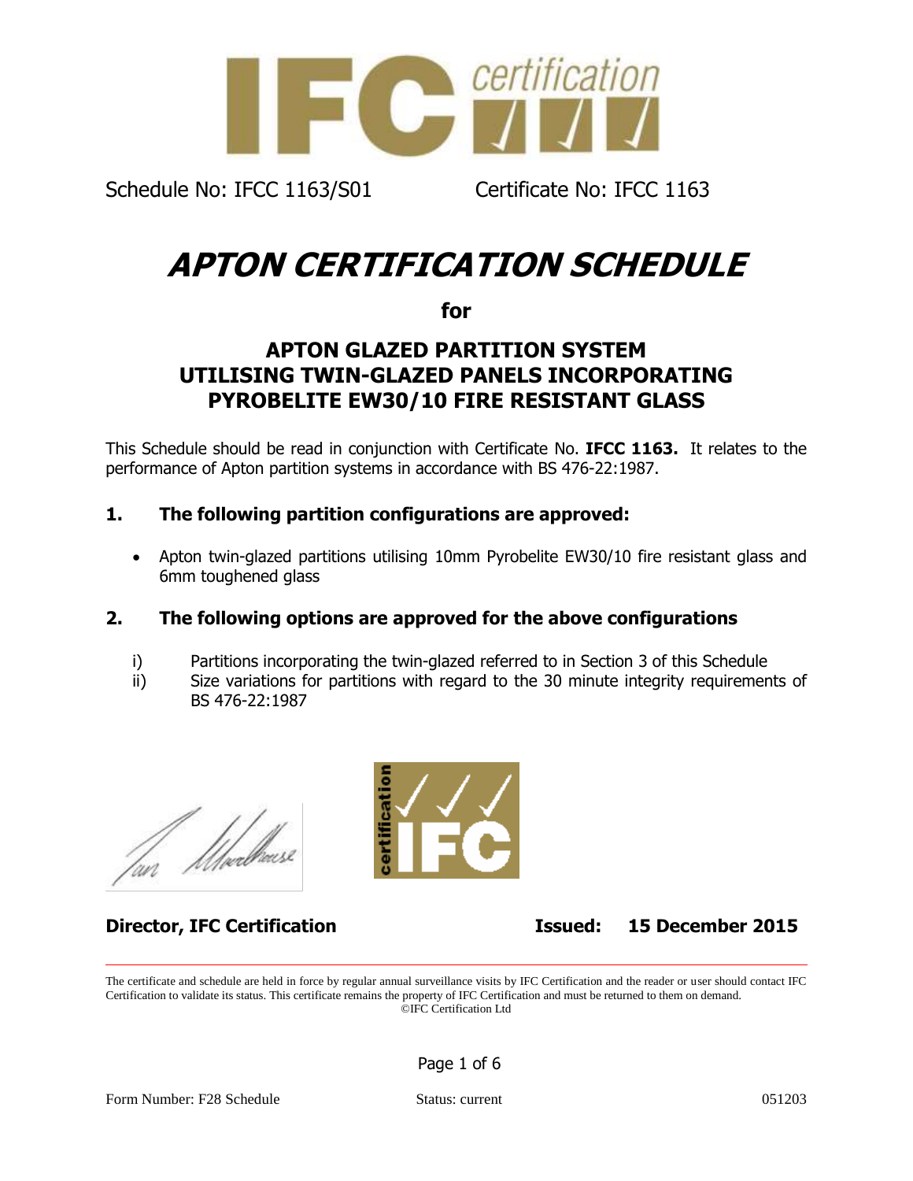Schedule No: IFCC 1163/S01 Certificate No: IFCC 1163

# APTON CERTIFICATION SCHEDULE

**for**

## APTON GLAZED PARTITION SYSTEM UTILISING TWIN-GLAZED PANELS INCORPORATING PYROBELITE EW30/10 FIRE RESISTANT GLASS

This Schedule should be read in conjunction with Certificate No. **IFCC 1163.** It relates to the performance of Apton partition systems in accordance with BS 476-22:1987.

### 1. The following partition configurations are approved:

- Apton twin-glazed partitions utilising 10mm Pyrobelite EW30/10 fire resistant glass and 6mm toughened glass

### 2. The following options are approved for the above configurations

i) Partitions incorporating the twin-glazed referred to in Section 3 of this Schedule

ii) Size variations for partitions with regard to the 30 minute integrity requirements of BS 476-22:1987

**Director, IFC Certification** **Issued: 15 December 2015**

The certificate and schedule are held in force by regular annual surveillance visits by IFC Certification and the reader or user should contact IFC Certification to validate its status. This certificate remains the property of IFC Certification and must be returned to them on demand.
©IFC Certification Ltd

Form Number: F28 Schedule Status: current 051203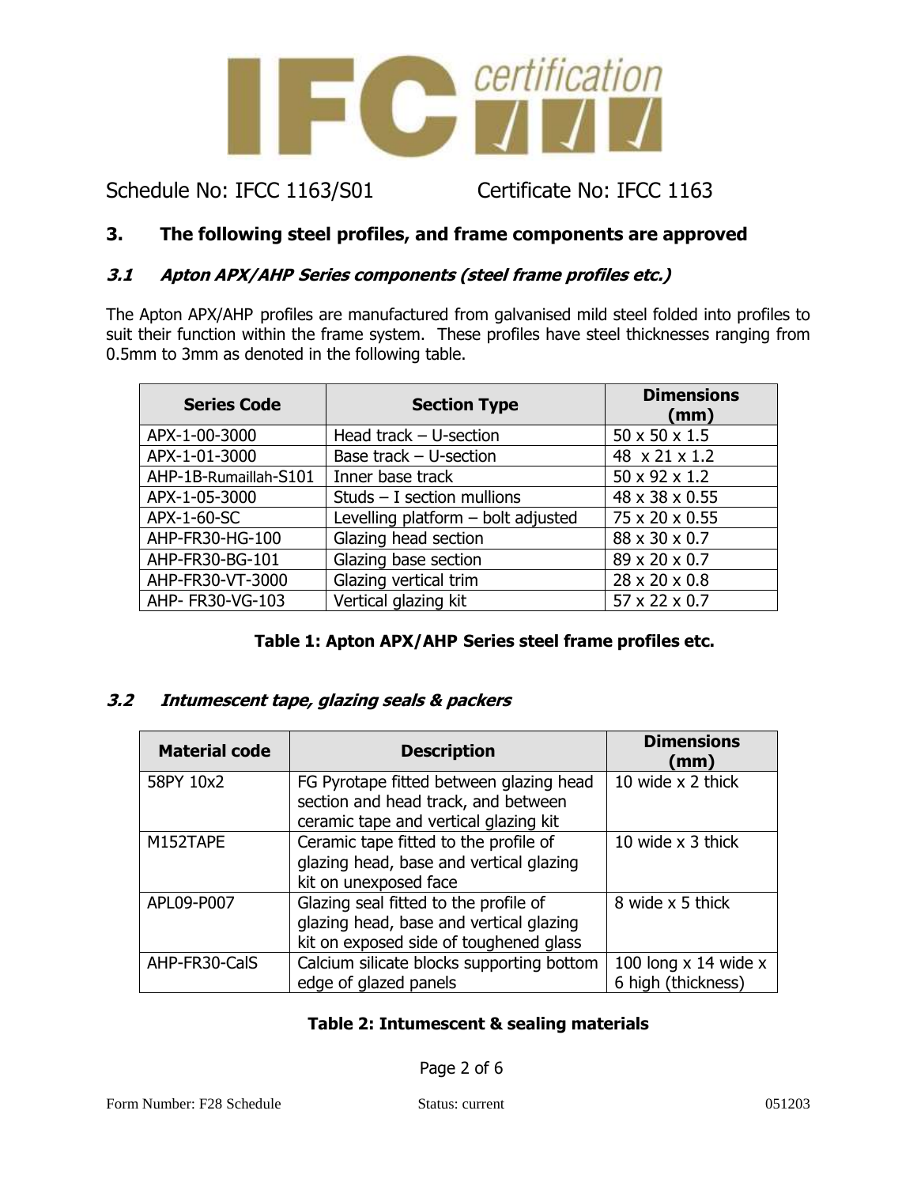Schedule No: IFCC 1163/S01 Certificate No: IFCC 1163

## 3. The following steel profiles, and frame components are approved

### *3.1 Apton APX/AHP Series components (steel frame profiles etc.)*

The Apton APX/AHP profiles are manufactured from galvanised mild steel folded into profiles to suit their function within the frame system. These profiles have steel thicknesses ranging from 0.5mm to 3mm as denoted in the following table.

| Series Code | Section Type | Dimensions (mm) |
|---|---|---|
| APX-1-00-3000 | Head track – U-section | 50 x 50 x 1.5 |
| APX-1-01-3000 | Base track – U-section | 48 x 21 x 1.2 |
| AHP-1B-Rumaillah-S101 | Inner base track | 50 x 92 x 1.2 |
| APX-1-05-3000 | Studs – I section mullions | 48 x 38 x 0.55 |
| APX-1-60-SC | Levelling platform – bolt adjusted | 75 x 20 x 0.55 |
| AHP-FR30-HG-100 | Glazing head section | 88 x 30 x 0.7 |
| AHP-FR30-BG-101 | Glazing base section | 89 x 20 x 0.7 |
| AHP-FR30-VT-3000 | Glazing vertical trim | 28 x 20 x 0.8 |
| AHP- FR30-VG-103 | Vertical glazing kit | 57 x 22 x 0.7 |

**Table 1: Apton APX/AHP Series steel frame profiles etc.**

### *3.2 Intumescent tape, glazing seals & packers*

| Material code | Description | Dimensions (mm) |
|---|---|---|
| 58PY 10x2 | FG Pyrotape fitted between glazing head section and head track, and between ceramic tape and vertical glazing kit | 10 wide x 2 thick |
| M152TAPE | Ceramic tape fitted to the profile of glazing head, base and vertical glazing kit on unexposed face | 10 wide x 3 thick |
| APL09-P007 | Glazing seal fitted to the profile of glazing head, base and vertical glazing kit on exposed side of toughened glass | 8 wide x 5 thick |
| AHP-FR30-CalS | Calcium silicate blocks supporting bottom edge of glazed panels | 100 long x 14 wide x 6 high (thickness) |

**Table 2: Intumescent & sealing materials**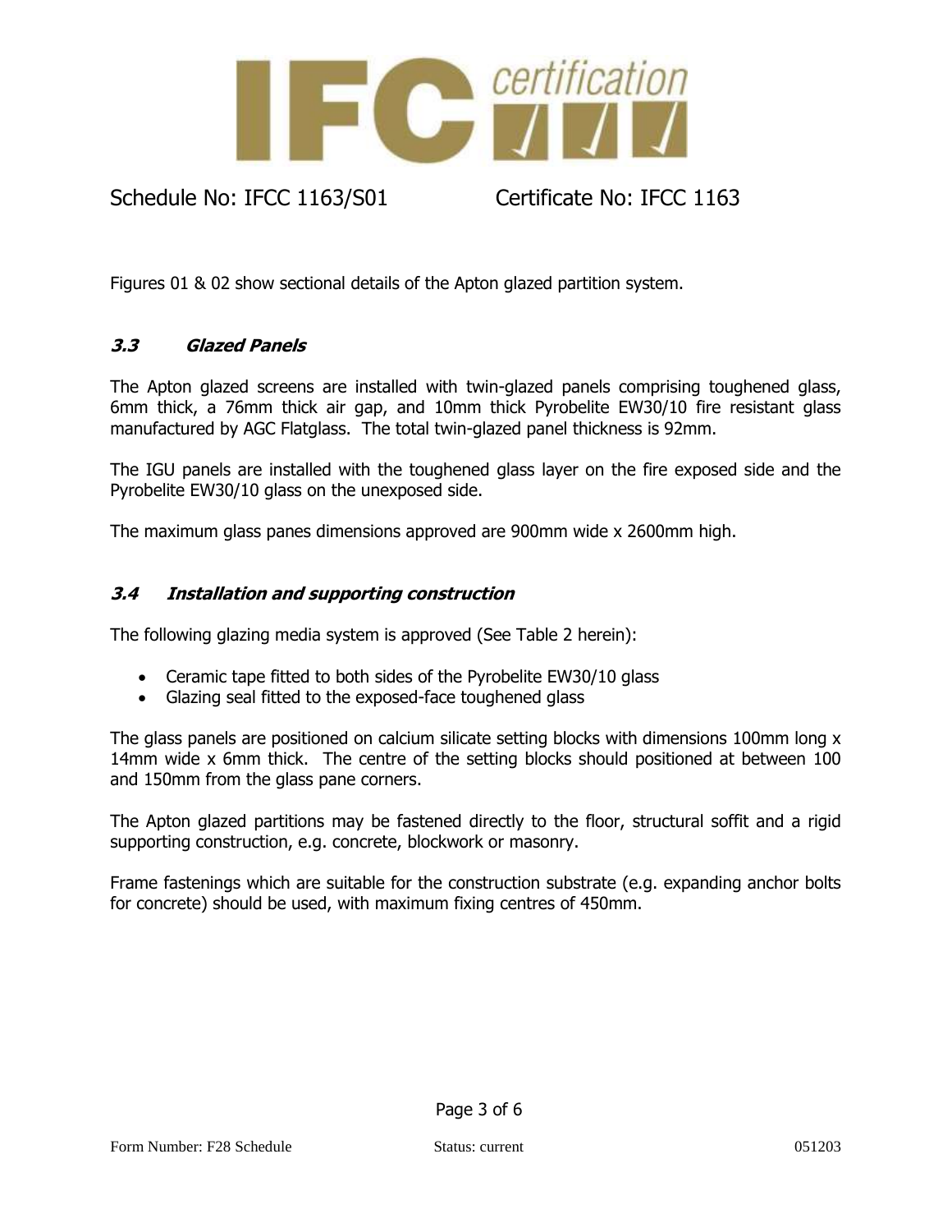Figures 01 & 02 show sectional details of the Apton glazed partition system.

### *3.3 Glazed Panels*

The Apton glazed screens are installed with twin-glazed panels comprising toughened glass, 6mm thick, a 76mm thick air gap, and 10mm thick Pyrobelite EW30/10 fire resistant glass manufactured by AGC Flatglass. The total twin-glazed panel thickness is 92mm.

The IGU panels are installed with the toughened glass layer on the fire exposed side and the Pyrobelite EW30/10 glass on the unexposed side.

The maximum glass panes dimensions approved are 900mm wide x 2600mm high.

### *3.4 Installation and supporting construction*

The following glazing media system is approved (See Table 2 herein):

- Ceramic tape fitted to both sides of the Pyrobelite EW30/10 glass
- Glazing seal fitted to the exposed-face toughened glass

The glass panels are positioned on calcium silicate setting blocks with dimensions 100mm long x 14mm wide x 6mm thick. The centre of the setting blocks should positioned at between 100 and 150mm from the glass pane corners.

The Apton glazed partitions may be fastened directly to the floor, structural soffit and a rigid supporting construction, e.g. concrete, blockwork or masonry.

Frame fastenings which are suitable for the construction substrate (e.g. expanding anchor bolts for concrete) should be used, with maximum fixing centres of 450mm.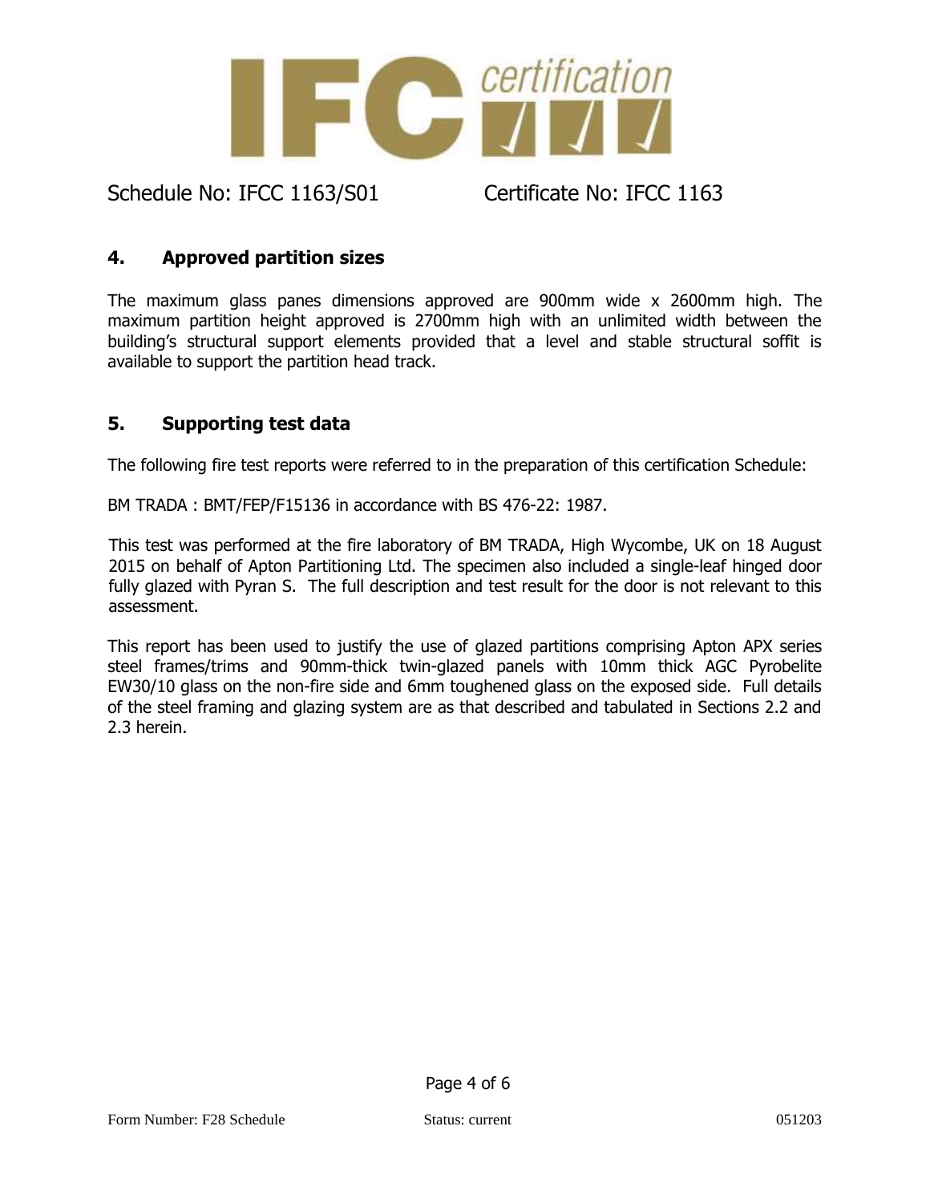Schedule No: IFCC 1163/S01 Certificate No: IFCC 1163

## 4. Approved partition sizes

The maximum glass panes dimensions approved are 900mm wide x 2600mm high. The maximum partition height approved is 2700mm high with an unlimited width between the building's structural support elements provided that a level and stable structural soffit is available to support the partition head track.

## 5. Supporting test data

The following fire test reports were referred to in the preparation of this certification Schedule:

BM TRADA : BMT/FEP/F15136 in accordance with BS 476-22: 1987.

This test was performed at the fire laboratory of BM TRADA, High Wycombe, UK on 18 August 2015 on behalf of Apton Partitioning Ltd. The specimen also included a single-leaf hinged door fully glazed with Pyran S. The full description and test result for the door is not relevant to this assessment.

This report has been used to justify the use of glazed partitions comprising Apton APX series steel frames/trims and 90mm-thick twin-glazed panels with 10mm thick AGC Pyrobelite EW30/10 glass on the non-fire side and 6mm toughened glass on the exposed side. Full details of the steel framing and glazing system are as that described and tabulated in Sections 2.2 and 2.3 herein.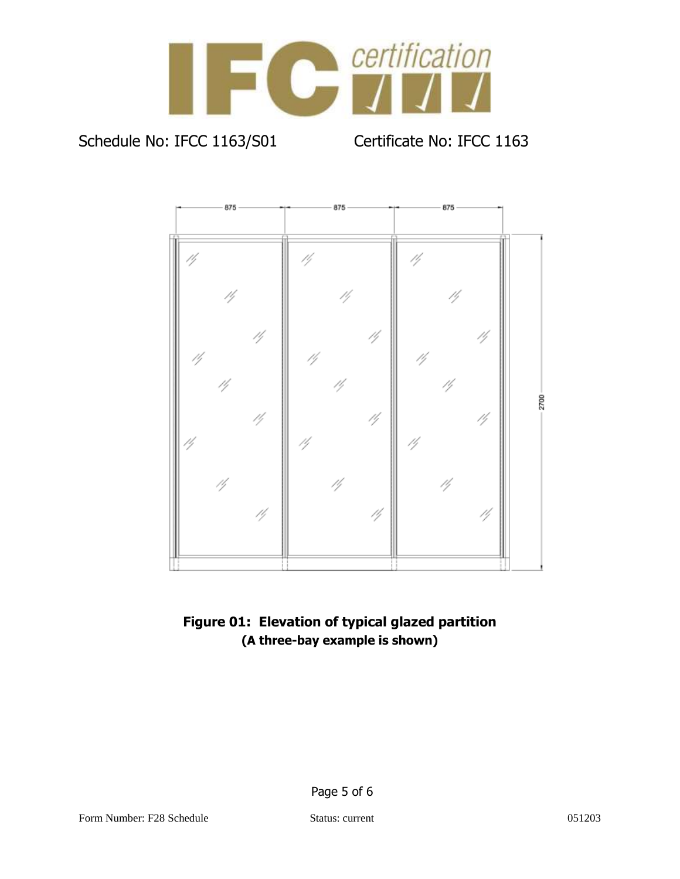Schedule No: IFCC 1163/S01    Certificate No: IFCC 1163

**Figure 01: Elevation of typical glazed partition**
**(A three-bay example is shown)**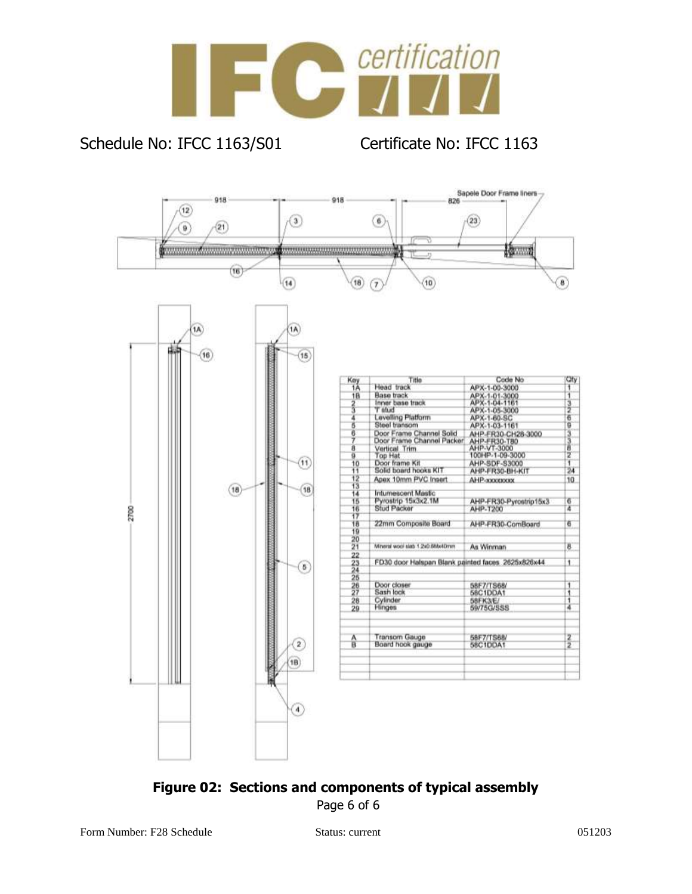Schedule No: IFCC 1163/S01 Certificate No: IFCC 1163

918
918
826
Sapele Door Frame liners
2700

| Key | Title | Code No | Qty |
|---|---|---|---|
| 1A | Head track | APX-1-00-3000 | 1 |
| 1B | Base track | APX-1-01-3000 | 1 |
| 2 | Inner base track | APX-1-04-1161 | 3 |
| 3 | T stud | APX-1-05-3000 | 2 |
| 4 | Levelling Platform | APX-1-60-SC | 6 |
| 5 | Steel transom | APX-1-03-1161 | 9 |
| 6 | Door Frame Channel Solid | AHP-FR30-CH28-3000 | 3 |
| 7 | Door Frame Channel Packer | AHP-FR30-T80 | 3 |
| 8 | Vertical Trim | AHP-VT-3000 | 8 |
| 9 | Top Hat | 100HP-1-09-3000 | 2 |
| 10 | Door frame Kit | AHP-SDF-S3000 | 1 |
| 11 | Solid board hooks KIT | AHP-FR30-BH-KIT | 24 |
| 12 | Apex 10mm PVC Insert | AHP-xxxxxxxx | 10 |
| 13 | | | |
| 14 | Intumescent Mastic | | |
| 15 | Pyrostrip 15x3x2.1M | AHP-FR30-Pyrostrip15x3 | 6 |
| 16 | Stud Packer | AHP-T200 | 4 |
| 17 | | | |
| 18 | 22mm Composite Board | AHP-FR30-ComBoard | 6 |
| 19 | | | |
| 20 | | | |
| 21 | Mineral wool slab 1.2x0.6Mx40mm | As Winman | 8 |
| 22 | | | |
| 23 | FD30 door Halspan Blank painted faces 2625x826x44 | | 1 |
| 24 | | | |
| 25 | | | |
| 26 | Door closer | 58F7/TS68/ | 1 |
| 27 | Sash lock | 58C1DDA1 | 1 |
| 28 | Cylinder | 58FK3/E/ | 1 |
| 29 | Hinges | 59/75G/SSS | 4 |
| A | Transom Gauge | 58F7/TS68/ | 2 |
| B | Board hook gauge | 58C1DDA1 | 2 |

**Figure 02: Sections and components of typical assembly**

Form Number: F28 Schedule Status: current 051203